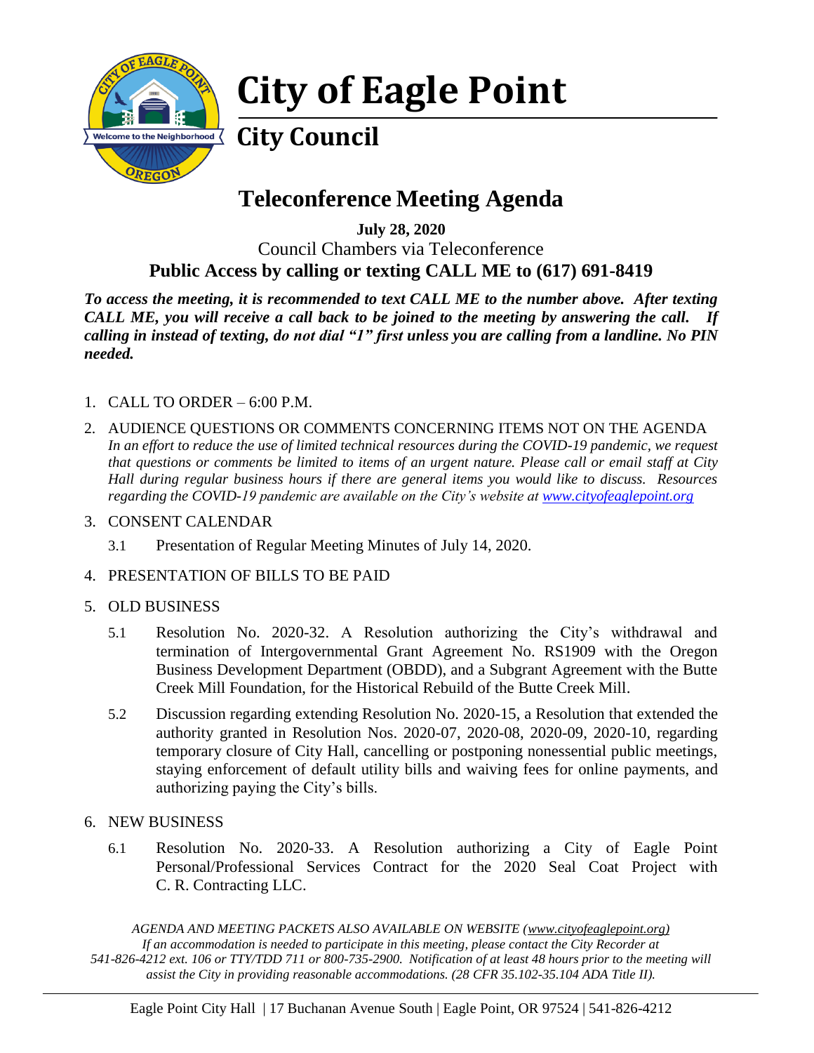# City of Eagle Point

## City Council

# Teleconference Meeting Agenda

**July 28, 2020**

Council Chambers via Teleconference

**Public Access by calling or texting CALL ME to (617) 691-8419**

***To access the meeting, it is recommended to text CALL ME to the number above. After texting CALL ME, you will receive a call back to be joined to the meeting by answering the call. If calling in instead of texting, do not dial "1" first unless you are calling from a landline. No PIN needed.***

1. CALL TO ORDER – 6:00 P.M.
2. AUDIENCE QUESTIONS OR COMMENTS CONCERNING ITEMS NOT ON THE AGENDA
   *In an effort to reduce the use of limited technical resources during the COVID-19 pandemic, we request that questions or comments be limited to items of an urgent nature. Please call or email staff at City Hall during regular business hours if there are general items you would like to discuss. Resources regarding the COVID-19 pandemic are available on the City's website at www.cityofeaglepoint.org*
3. CONSENT CALENDAR
   - 3.1 Presentation of Regular Meeting Minutes of July 14, 2020.
4. PRESENTATION OF BILLS TO BE PAID
5. OLD BUSINESS
   - 5.1 Resolution No. 2020-32. A Resolution authorizing the City's withdrawal and termination of Intergovernmental Grant Agreement No. RS1909 with the Oregon Business Development Department (OBDD), and a Subgrant Agreement with the Butte Creek Mill Foundation, for the Historical Rebuild of the Butte Creek Mill.
   - 5.2 Discussion regarding extending Resolution No. 2020-15, a Resolution that extended the authority granted in Resolution Nos. 2020-07, 2020-08, 2020-09, 2020-10, regarding temporary closure of City Hall, cancelling or postponing nonessential public meetings, staying enforcement of default utility bills and waiving fees for online payments, and authorizing paying the City's bills.
6. NEW BUSINESS
   - 6.1 Resolution No. 2020-33. A Resolution authorizing a City of Eagle Point Personal/Professional Services Contract for the 2020 Seal Coat Project with C. R. Contracting LLC.

*AGENDA AND MEETING PACKETS ALSO AVAILABLE ON WEBSITE (www.cityofeaglepoint.org)*
*If an accommodation is needed to participate in this meeting, please contact the City Recorder at 541-826-4212 ext. 106 or TTY/TDD 711 or 800-735-2900. Notification of at least 48 hours prior to the meeting will assist the City in providing reasonable accommodations. (28 CFR 35.102-35.104 ADA Title II).*

Eagle Point City Hall | 17 Buchanan Avenue South | Eagle Point, OR 97524 | 541-826-4212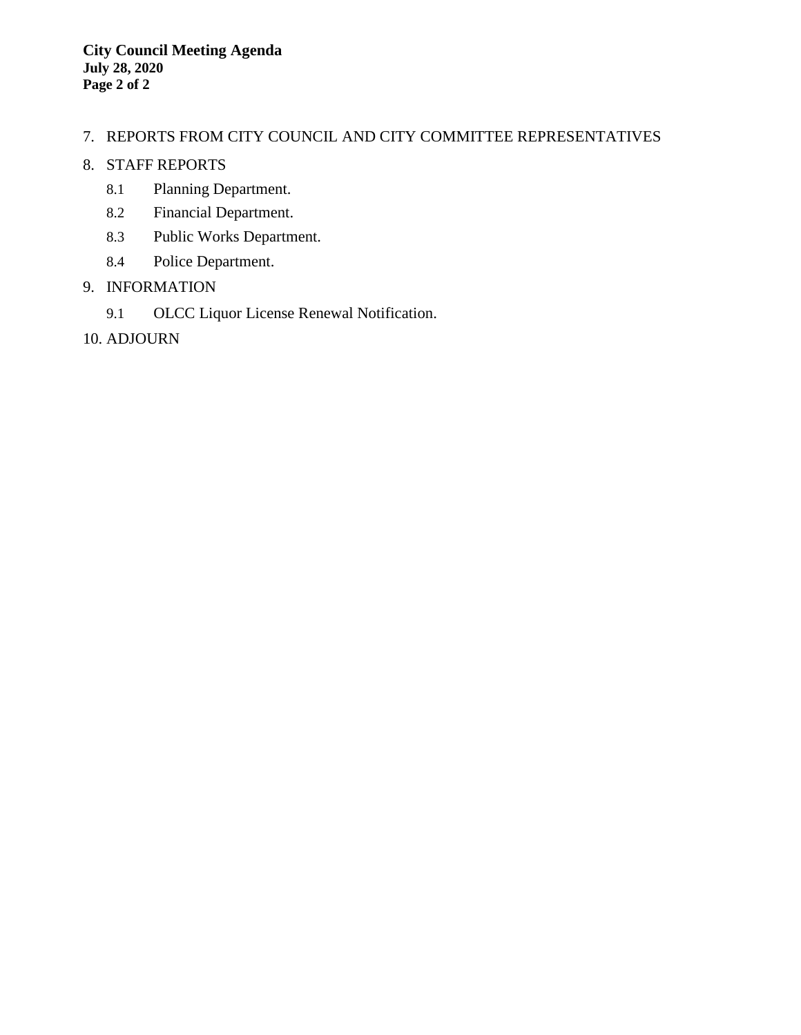7. REPORTS FROM CITY COUNCIL AND CITY COMMITTEE REPRESENTATIVES

8. STAFF REPORTS

   8.1 Planning Department.

   8.2 Financial Department.

   8.3 Public Works Department.

   8.4 Police Department.

9. INFORMATION

   9.1 OLCC Liquor License Renewal Notification.

10. ADJOURN